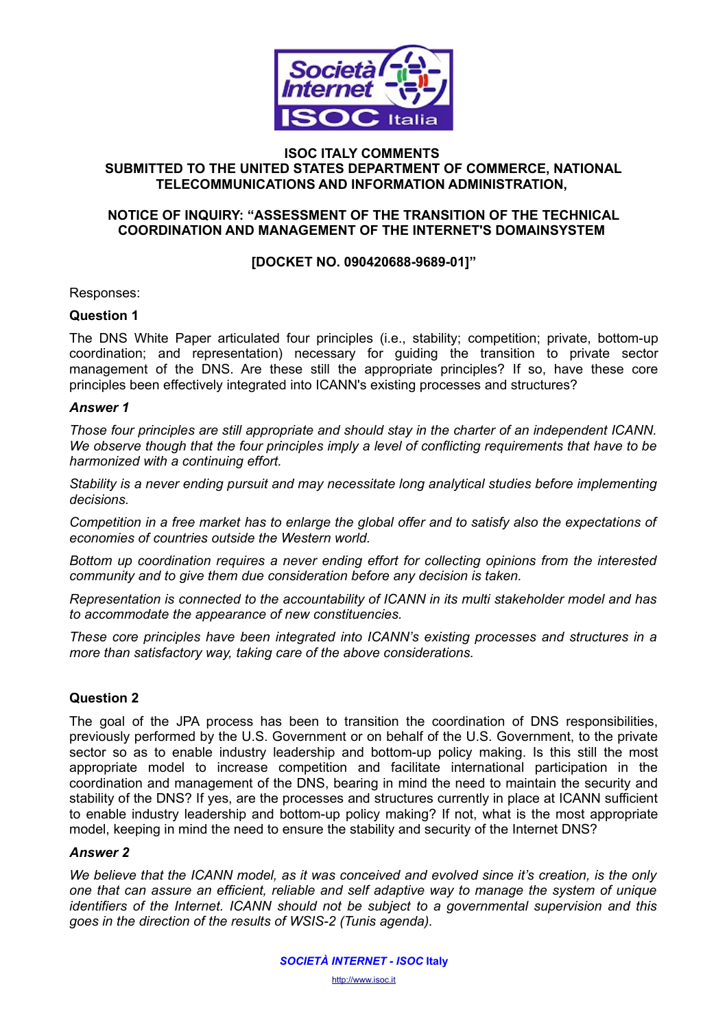**ISOC ITALY COMMENTS**
**SUBMITTED TO THE UNITED STATES DEPARTMENT OF COMMERCE, NATIONAL TELECOMMUNICATIONS AND INFORMATION ADMINISTRATION,**

**NOTICE OF INQUIRY: "ASSESSMENT OF THE TRANSITION OF THE TECHNICAL COORDINATION AND MANAGEMENT OF THE INTERNET'S DOMAINSYSTEM**

**[DOCKET NO. 090420688-9689-01]"**

Responses:

**Question 1**

The DNS White Paper articulated four principles (i.e., stability; competition; private, bottom-up coordination; and representation) necessary for guiding the transition to private sector management of the DNS. Are these still the appropriate principles? If so, have these core principles been effectively integrated into ICANN's existing processes and structures?

***Answer 1***

*Those four principles are still appropriate and should stay in the charter of an independent ICANN. We observe though that the four principles imply a level of conflicting requirements that have to be harmonized with a continuing effort.*

*Stability is a never ending pursuit and may necessitate long analytical studies before implementing decisions.*

*Competition in a free market has to enlarge the global offer and to satisfy also the expectations of economies of countries outside the Western world.*

*Bottom up coordination requires a never ending effort for collecting opinions from the interested community and to give them due consideration before any decision is taken.*

*Representation is connected to the accountability of ICANN in its multi stakeholder model and has to accommodate the appearance of new constituencies.*

*These core principles have been integrated into ICANN's existing processes and structures in a more than satisfactory way, taking care of the above considerations.*

**Question 2**

The goal of the JPA process has been to transition the coordination of DNS responsibilities, previously performed by the U.S. Government or on behalf of the U.S. Government, to the private sector so as to enable industry leadership and bottom-up policy making. Is this still the most appropriate model to increase competition and facilitate international participation in the coordination and management of the DNS, bearing in mind the need to maintain the security and stability of the DNS? If yes, are the processes and structures currently in place at ICANN sufficient to enable industry leadership and bottom-up policy making? If not, what is the most appropriate model, keeping in mind the need to ensure the stability and security of the Internet DNS?

***Answer 2***

*We believe that the ICANN model, as it was conceived and evolved since it's creation, is the only one that can assure an efficient, reliable and self adaptive way to manage the system of unique identifiers of the Internet. ICANN should not be subject to a governmental supervision and this goes in the direction of the results of WSIS-2 (Tunis agenda).*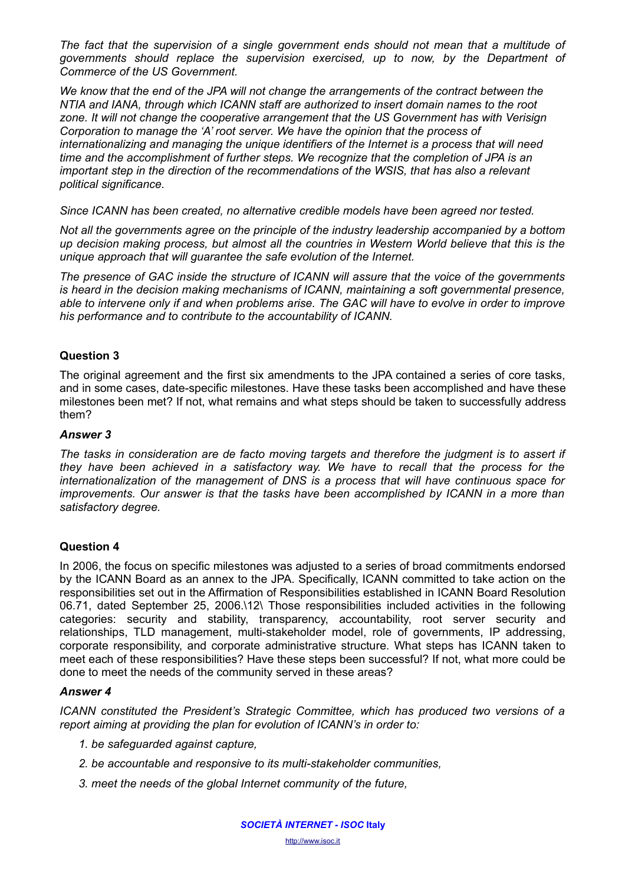*The fact that the supervision of a single government ends should not mean that a multitude of governments should replace the supervision exercised, up to now, by the Department of Commerce of the US Government.*

*We know that the end of the JPA will not change the arrangements of the contract between the NTIA and IANA, through which ICANN staff are authorized to insert domain names to the root zone. It will not change the cooperative arrangement that the US Government has with Verisign Corporation to manage the 'A' root server. We have the opinion that the process of internationalizing and managing the unique identifiers of the Internet is a process that will need time and the accomplishment of further steps. We recognize that the completion of JPA is an important step in the direction of the recommendations of the WSIS, that has also a relevant political significance.*

*Since ICANN has been created, no alternative credible models have been agreed nor tested.*

*Not all the governments agree on the principle of the industry leadership accompanied by a bottom up decision making process, but almost all the countries in Western World believe that this is the unique approach that will guarantee the safe evolution of the Internet.*

*The presence of GAC inside the structure of ICANN will assure that the voice of the governments is heard in the decision making mechanisms of ICANN, maintaining a soft governmental presence, able to intervene only if and when problems arise. The GAC will have to evolve in order to improve his performance and to contribute to the accountability of ICANN.*

### Question 3

The original agreement and the first six amendments to the JPA contained a series of core tasks, and in some cases, date-specific milestones. Have these tasks been accomplished and have these milestones been met? If not, what remains and what steps should be taken to successfully address them?

### *Answer 3*

*The tasks in consideration are de facto moving targets and therefore the judgment is to assert if they have been achieved in a satisfactory way. We have to recall that the process for the internationalization of the management of DNS is a process that will have continuous space for improvements. Our answer is that the tasks have been accomplished by ICANN in a more than satisfactory degree.*

### Question 4

In 2006, the focus on specific milestones was adjusted to a series of broad commitments endorsed by the ICANN Board as an annex to the JPA. Specifically, ICANN committed to take action on the responsibilities set out in the Affirmation of Responsibilities established in ICANN Board Resolution 06.71, dated September 25, 2006.\12\ Those responsibilities included activities in the following categories: security and stability, transparency, accountability, root server security and relationships, TLD management, multi-stakeholder model, role of governments, IP addressing, corporate responsibility, and corporate administrative structure. What steps has ICANN taken to meet each of these responsibilities? Have these steps been successful? If not, what more could be done to meet the needs of the community served in these areas?

### *Answer 4*

*ICANN constituted the President's Strategic Committee, which has produced two versions of a report aiming at providing the plan for evolution of ICANN's in order to:*

1. *be safeguarded against capture,*
2. *be accountable and responsive to its multi-stakeholder communities,*
3. *meet the needs of the global Internet community of the future,*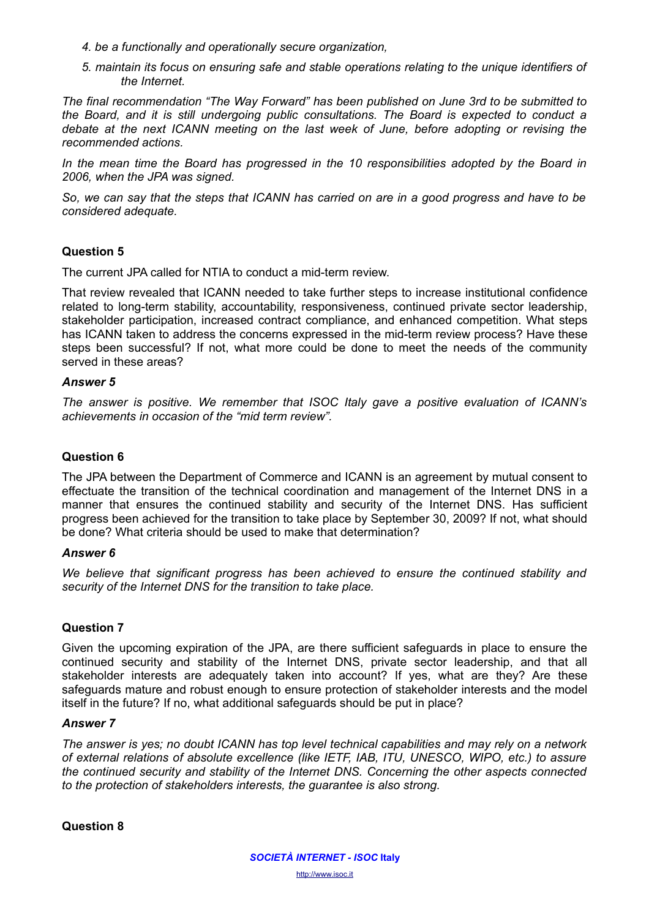4. *be a functionally and operationally secure organization,*
5. *maintain its focus on ensuring safe and stable operations relating to the unique identifiers of the Internet.*

*The final recommendation "The Way Forward" has been published on June 3rd to be submitted to the Board, and it is still undergoing public consultations. The Board is expected to conduct a debate at the next ICANN meeting on the last week of June, before adopting or revising the recommended actions.*

*In the mean time the Board has progressed in the 10 responsibilities adopted by the Board in 2006, when the JPA was signed.*

*So, we can say that the steps that ICANN has carried on are in a good progress and have to be considered adequate.*

**Question 5**

The current JPA called for NTIA to conduct a mid-term review.

That review revealed that ICANN needed to take further steps to increase institutional confidence related to long-term stability, accountability, responsiveness, continued private sector leadership, stakeholder participation, increased contract compliance, and enhanced competition. What steps has ICANN taken to address the concerns expressed in the mid-term review process? Have these steps been successful? If not, what more could be done to meet the needs of the community served in these areas?

***Answer 5***

*The answer is positive. We remember that ISOC Italy gave a positive evaluation of ICANN's achievements in occasion of the "mid term review".*

**Question 6**

The JPA between the Department of Commerce and ICANN is an agreement by mutual consent to effectuate the transition of the technical coordination and management of the Internet DNS in a manner that ensures the continued stability and security of the Internet DNS. Has sufficient progress been achieved for the transition to take place by September 30, 2009? If not, what should be done? What criteria should be used to make that determination?

***Answer 6***

*We believe that significant progress has been achieved to ensure the continued stability and security of the Internet DNS for the transition to take place.*

**Question 7**

Given the upcoming expiration of the JPA, are there sufficient safeguards in place to ensure the continued security and stability of the Internet DNS, private sector leadership, and that all stakeholder interests are adequately taken into account? If yes, what are they? Are these safeguards mature and robust enough to ensure protection of stakeholder interests and the model itself in the future? If no, what additional safeguards should be put in place?

***Answer 7***

*The answer is yes; no doubt ICANN has top level technical capabilities and may rely on a network of external relations of absolute excellence (like IETF, IAB, ITU, UNESCO, WIPO, etc.) to assure the continued security and stability of the Internet DNS. Concerning the other aspects connected to the protection of stakeholders interests, the guarantee is also strong.*

**Question 8**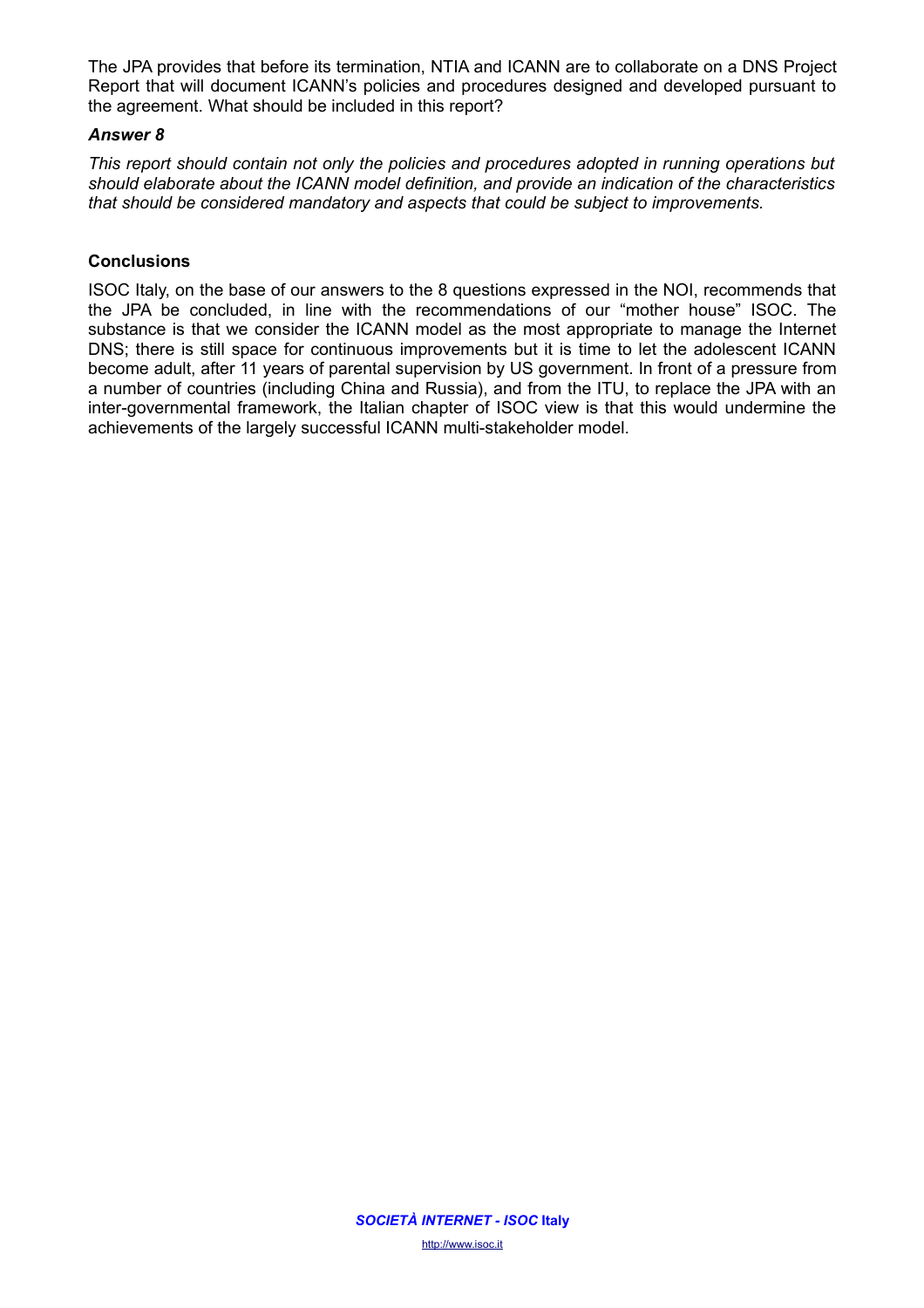The JPA provides that before its termination, NTIA and ICANN are to collaborate on a DNS Project Report that will document ICANN's policies and procedures designed and developed pursuant to the agreement. What should be included in this report?

### *Answer 8*

*This report should contain not only the policies and procedures adopted in running operations but should elaborate about the ICANN model definition, and provide an indication of the characteristics that should be considered mandatory and aspects that could be subject to improvements.*

### **Conclusions**

ISOC Italy, on the base of our answers to the 8 questions expressed in the NOI, recommends that the JPA be concluded, in line with the recommendations of our "mother house" ISOC. The substance is that we consider the ICANN model as the most appropriate to manage the Internet DNS; there is still space for continuous improvements but it is time to let the adolescent ICANN become adult, after 11 years of parental supervision by US government. In front of a pressure from a number of countries (including China and Russia), and from the ITU, to replace the JPA with an inter-governmental framework, the Italian chapter of ISOC view is that this would undermine the achievements of the largely successful ICANN multi-stakeholder model.